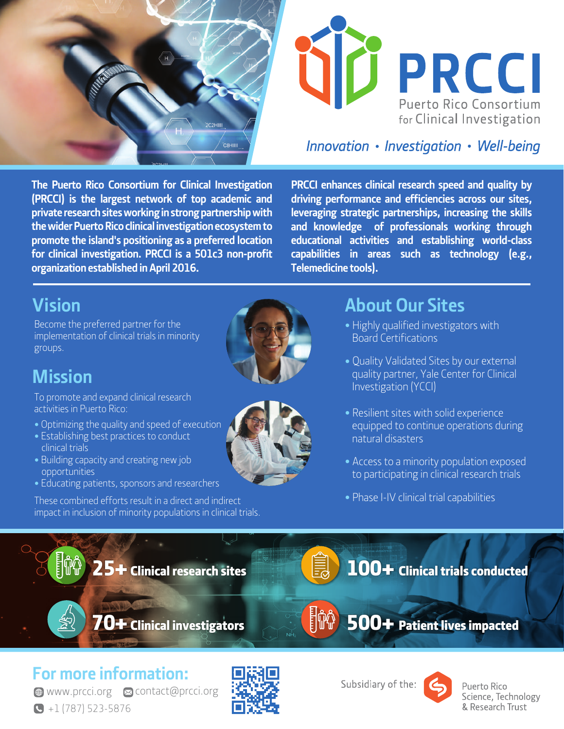# PRCCI

Puerto Rico Consortium for Clinical Investigation

*Innovation • Investigation • Well-being*

**The Puerto Rico Consortium for Clinical Investigation (PRCCI) is the largest network of top academic and private research sites working in strong partnership with the wider Puerto Rico clinical investigation ecosystem to promote the island's positioning as a preferred location for clinical investigation. PRCCI is a 501c3 non-profit organization established in April 2016.**

**PRCCI enhances clinical research speed and quality by driving performance and efficiencies across our sites, leveraging strategic partnerships, increasing the skills and knowledge of professionals working through educational activities and establishing world-class capabilities in areas such as technology (e.g., Telemedicine tools).**

## Vision

Become the preferred partner for the implementation of clinical trials in minority groups.

## Mission

To promote and expand clinical research activities in Puerto Rico:

- Optimizing the quality and speed of execution
- Establishing best practices to conduct clinical trials
- Building capacity and creating new job opportunities
- Educating patients, sponsors and researchers

These combined efforts result in a direct and indirect impact in inclusion of minority populations in clinical trials.

## About Our Sites

- Highly qualified investigators with Board Certifications
- Quality Validated Sites by our external quality partner, Yale Center for Clinical Investigation (YCCI)
- Resilient sites with solid experience equipped to continue operations during natural disasters
- Access to a minority population exposed to participating in clinical research trials
- Phase I-IV clinical trial capabilities

**25+** Clinical research sites

**100+** Clinical trials conducted

**70+** Clinical investigators

**500+** Patient lives impacted

## For more information:

www.prcci.org
contact@prcci.org
+1 (787) 523-5876

Subsidiary of the: Puerto Rico Science, Technology & Research Trust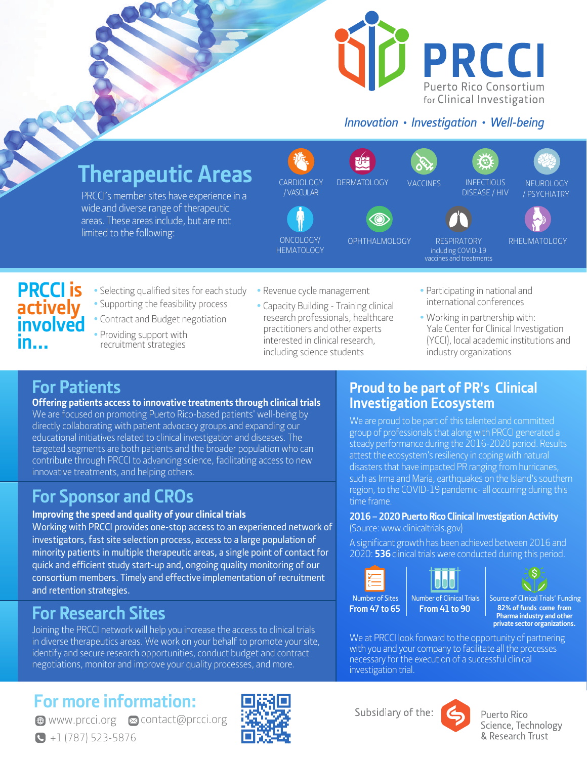PRCCI

Puerto Rico Consortium for Clinical Investigation

*Innovation • Investigation • Well-being*

## Therapeutic Areas

PRCCI's member sites have experience in a wide and diverse range of therapeutic areas. These areas include, but are not limited to the following:

- CARDIOLOGY / VASCULAR
- DERMATOLOGY
- VACCINES
- INFECTIOUS DISEASE / HIV
- NEUROLOGY / PSYCHIATRY
- ONCOLOGY/ HEMATOLOGY
- OPHTHALMOLOGY
- RESPIRATORY including COVID-19 vaccines and treatments
- RHEUMATOLOGY

## PRCCI is actively involved in...

- Selecting qualified sites for each study
- Supporting the feasibility process
- Contract and Budget negotiation
- Providing support with recruitment strategies
- Revenue cycle management
- Capacity Building - Training clinical research professionals, healthcare practitioners and other experts interested in clinical research, including science students
- Participating in national and international conferences
- Working in partnership with: Yale Center for Clinical Investigation (YCCI), local academic institutions and industry organizations

## For Patients

**Offering patients access to innovative treatments through clinical trials**

We are focused on promoting Puerto Rico-based patients' well-being by directly collaborating with patient advocacy groups and expanding our educational initiatives related to clinical investigation and diseases. The targeted segments are both patients and the broader population who can contribute through PRCCI to advancing science, facilitating access to new innovative treatments, and helping others.

## For Sponsor and CROs

**Improving the speed and quality of your clinical trials**

Working with PRCCI provides one-stop access to an experienced network of investigators, fast site selection process, access to a large population of minority patients in multiple therapeutic areas, a single point of contact for quick and efficient study start-up and, ongoing quality monitoring of our consortium members. Timely and effective implementation of recruitment and retention strategies.

## For Research Sites

Joining the PRCCI network will help you increase the access to clinical trials in diverse therapeutics areas. We work on your behalf to promote your site, identify and secure research opportunities, conduct budget and contract negotiations, monitor and improve your quality processes, and more.

## Proud to be part of PR's Clinical Investigation Ecosystem

We are proud to be part of this talented and committed group of professionals that along with PRCCI generated a steady performance during the 2016-2020 period. Results attest the ecosystem's resiliency in coping with natural disasters that have impacted PR ranging from hurricanes, such as Irma and María, earthquakes on the Island's southern region, to the COVID-19 pandemic- all occurring during this time frame.

**2016 – 2020 Puerto Rico Clinical Investigation Activity**

(Source: www.clinicaltrials.gov)

A significant growth has been achieved between 2016 and 2020: **536** clinical trials were conducted during this period.

Number of Sites
**From 47 to 65**

Number of Clinical Trials
**From 41 to 90**

Source of Clinical Trials' Funding
**82% of funds come from Pharma industry and other private sector organizations.**

We at PRCCI look forward to the opportunity of partnering with you and your company to facilitate all the processes necessary for the execution of a successful clinical investigation trial.

## For more information:

www.prcci.org
contact@prcci.org
+1 (787) 523-5876

Subsidiary of the: Puerto Rico Science, Technology & Research Trust